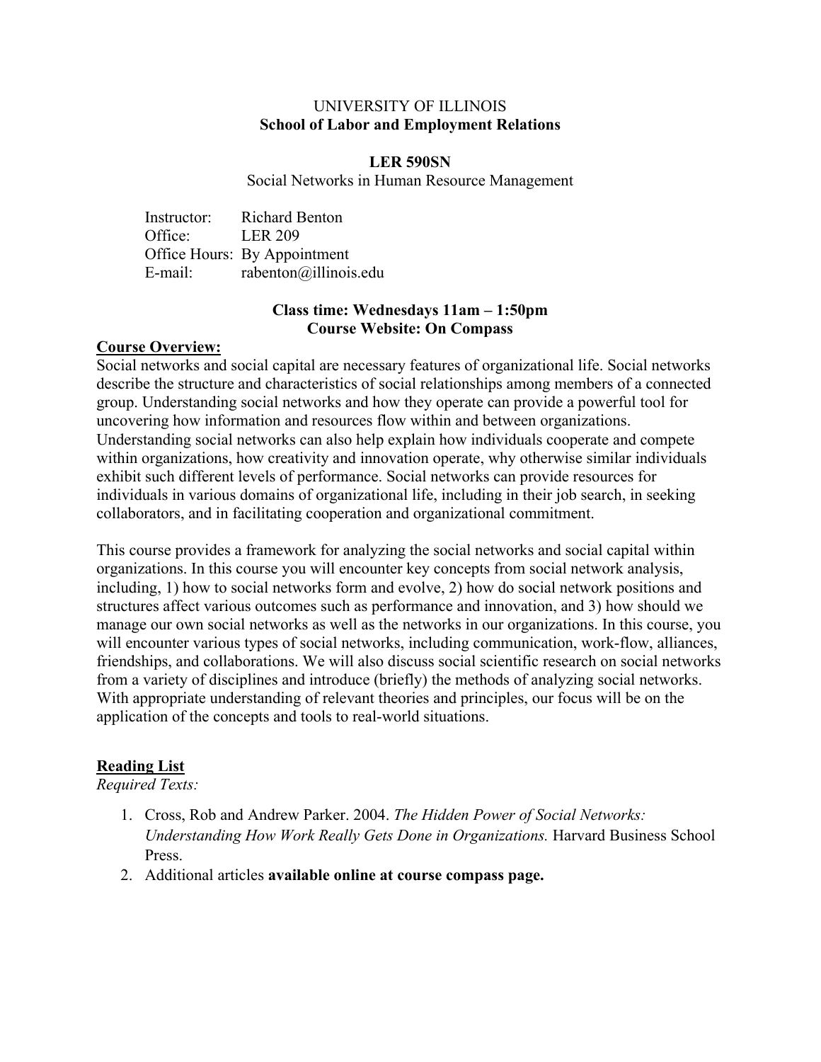UNIVERSITY OF ILLINOIS
**School of Labor and Employment Relations**

**LER 590SN**
Social Networks in Human Resource Management

Instructor: Richard Benton
Office: LER 209
Office Hours: By Appointment
E-mail: rabenton@illinois.edu

**Class time: Wednesdays 11am – 1:50pm**
**Course Website: On Compass**

## Course Overview:

Social networks and social capital are necessary features of organizational life. Social networks describe the structure and characteristics of social relationships among members of a connected group. Understanding social networks and how they operate can provide a powerful tool for uncovering how information and resources flow within and between organizations. Understanding social networks can also help explain how individuals cooperate and compete within organizations, how creativity and innovation operate, why otherwise similar individuals exhibit such different levels of performance. Social networks can provide resources for individuals in various domains of organizational life, including in their job search, in seeking collaborators, and in facilitating cooperation and organizational commitment.

This course provides a framework for analyzing the social networks and social capital within organizations. In this course you will encounter key concepts from social network analysis, including, 1) how to social networks form and evolve, 2) how do social network positions and structures affect various outcomes such as performance and innovation, and 3) how should we manage our own social networks as well as the networks in our organizations. In this course, you will encounter various types of social networks, including communication, work-flow, alliances, friendships, and collaborations. We will also discuss social scientific research on social networks from a variety of disciplines and introduce (briefly) the methods of analyzing social networks. With appropriate understanding of relevant theories and principles, our focus will be on the application of the concepts and tools to real-world situations.

## Reading List

*Required Texts:*

1. Cross, Rob and Andrew Parker. 2004. *The Hidden Power of Social Networks: Understanding How Work Really Gets Done in Organizations.* Harvard Business School Press.
2. Additional articles **available online at course compass page.**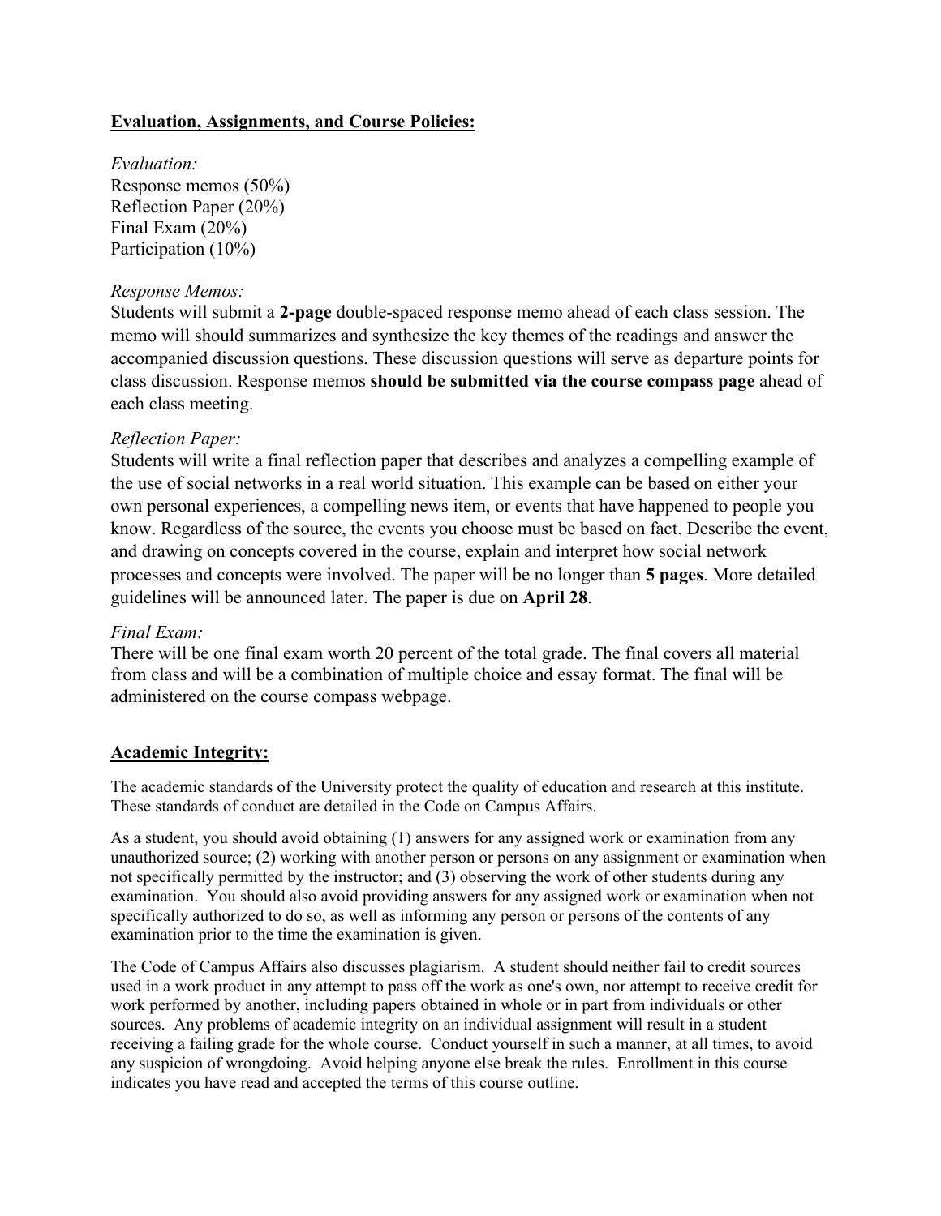## Evaluation, Assignments, and Course Policies:

*Evaluation:*
Response memos (50%)
Reflection Paper (20%)
Final Exam (20%)
Participation (10%)

*Response Memos:*
Students will submit a **2-page** double-spaced response memo ahead of each class session. The memo will should summarizes and synthesize the key themes of the readings and answer the accompanied discussion questions. These discussion questions will serve as departure points for class discussion. Response memos **should be submitted via the course compass page** ahead of each class meeting.

*Reflection Paper:*
Students will write a final reflection paper that describes and analyzes a compelling example of the use of social networks in a real world situation. This example can be based on either your own personal experiences, a compelling news item, or events that have happened to people you know. Regardless of the source, the events you choose must be based on fact. Describe the event, and drawing on concepts covered in the course, explain and interpret how social network processes and concepts were involved. The paper will be no longer than **5 pages**. More detailed guidelines will be announced later. The paper is due on **April 28**.

*Final Exam:*
There will be one final exam worth 20 percent of the total grade. The final covers all material from class and will be a combination of multiple choice and essay format. The final will be administered on the course compass webpage.

## Academic Integrity:

The academic standards of the University protect the quality of education and research at this institute. These standards of conduct are detailed in the Code on Campus Affairs.

As a student, you should avoid obtaining (1) answers for any assigned work or examination from any unauthorized source; (2) working with another person or persons on any assignment or examination when not specifically permitted by the instructor; and (3) observing the work of other students during any examination. You should also avoid providing answers for any assigned work or examination when not specifically authorized to do so, as well as informing any person or persons of the contents of any examination prior to the time the examination is given.

The Code of Campus Affairs also discusses plagiarism. A student should neither fail to credit sources used in a work product in any attempt to pass off the work as one's own, nor attempt to receive credit for work performed by another, including papers obtained in whole or in part from individuals or other sources. Any problems of academic integrity on an individual assignment will result in a student receiving a failing grade for the whole course. Conduct yourself in such a manner, at all times, to avoid any suspicion of wrongdoing. Avoid helping anyone else break the rules. Enrollment in this course indicates you have read and accepted the terms of this course outline.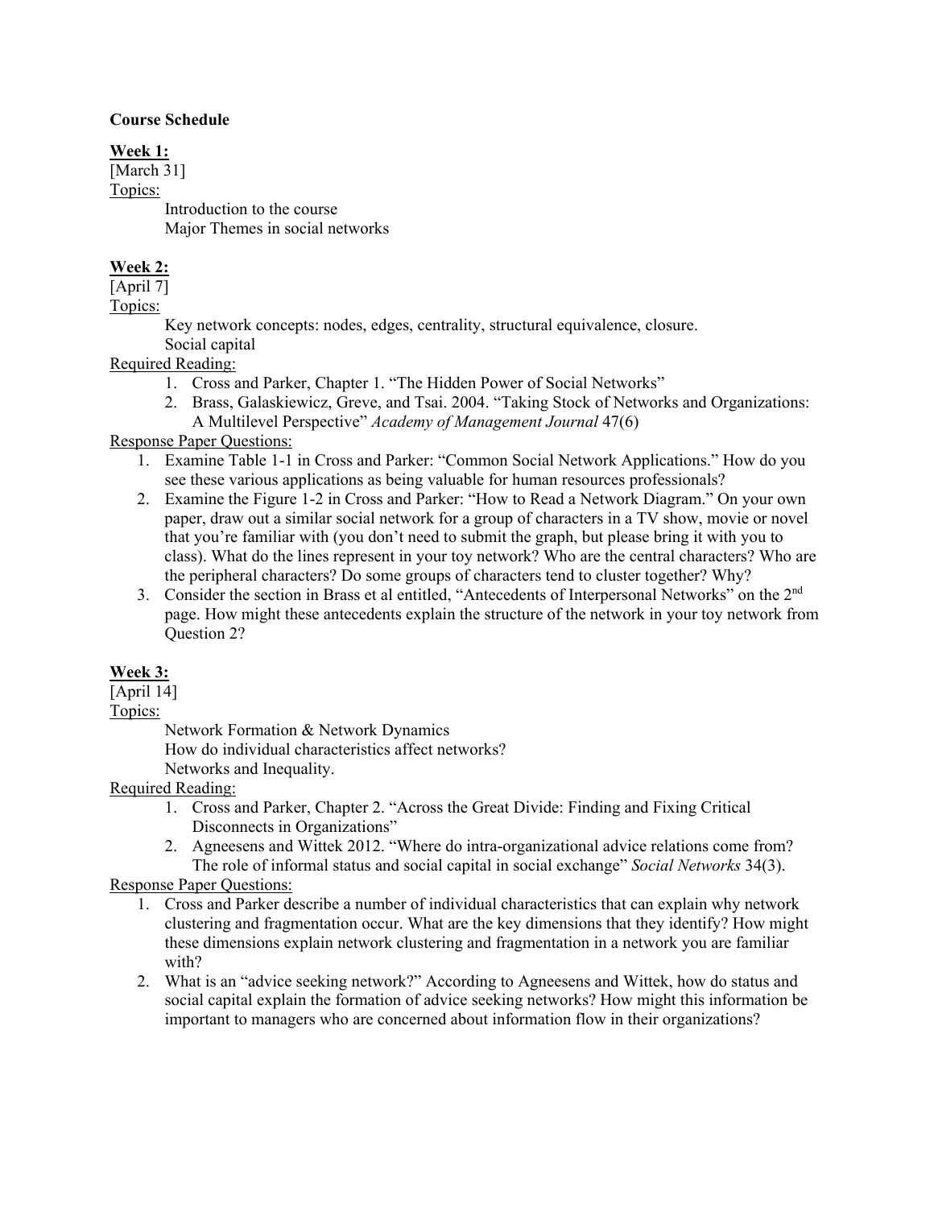**Course Schedule**

**Week 1:**

[March 31]

Topics:

Introduction to the course
Major Themes in social networks

**Week 2:**

[April 7]

Topics:

Key network concepts: nodes, edges, centrality, structural equivalence, closure.
Social capital

Required Reading:

1. Cross and Parker, Chapter 1. "The Hidden Power of Social Networks"
2. Brass, Galaskiewicz, Greve, and Tsai. 2004. "Taking Stock of Networks and Organizations: A Multilevel Perspective" *Academy of Management Journal* 47(6)

Response Paper Questions:

1. Examine Table 1-1 in Cross and Parker: "Common Social Network Applications." How do you see these various applications as being valuable for human resources professionals?
2. Examine the Figure 1-2 in Cross and Parker: "How to Read a Network Diagram." On your own paper, draw out a similar social network for a group of characters in a TV show, movie or novel that you're familiar with (you don't need to submit the graph, but please bring it with you to class). What do the lines represent in your toy network? Who are the central characters? Who are the peripheral characters? Do some groups of characters tend to cluster together? Why?
3. Consider the section in Brass et al entitled, "Antecedents of Interpersonal Networks" on the 2nd page. How might these antecedents explain the structure of the network in your toy network from Question 2?

**Week 3:**

[April 14]

Topics:

Network Formation & Network Dynamics
How do individual characteristics affect networks?
Networks and Inequality.

Required Reading:

1. Cross and Parker, Chapter 2. "Across the Great Divide: Finding and Fixing Critical Disconnects in Organizations"
2. Agneesens and Wittek 2012. "Where do intra-organizational advice relations come from? The role of informal status and social capital in social exchange" *Social Networks* 34(3).

Response Paper Questions:

1. Cross and Parker describe a number of individual characteristics that can explain why network clustering and fragmentation occur. What are the key dimensions that they identify? How might these dimensions explain network clustering and fragmentation in a network you are familiar with?
2. What is an "advice seeking network?" According to Agneesens and Wittek, how do status and social capital explain the formation of advice seeking networks? How might this information be important to managers who are concerned about information flow in their organizations?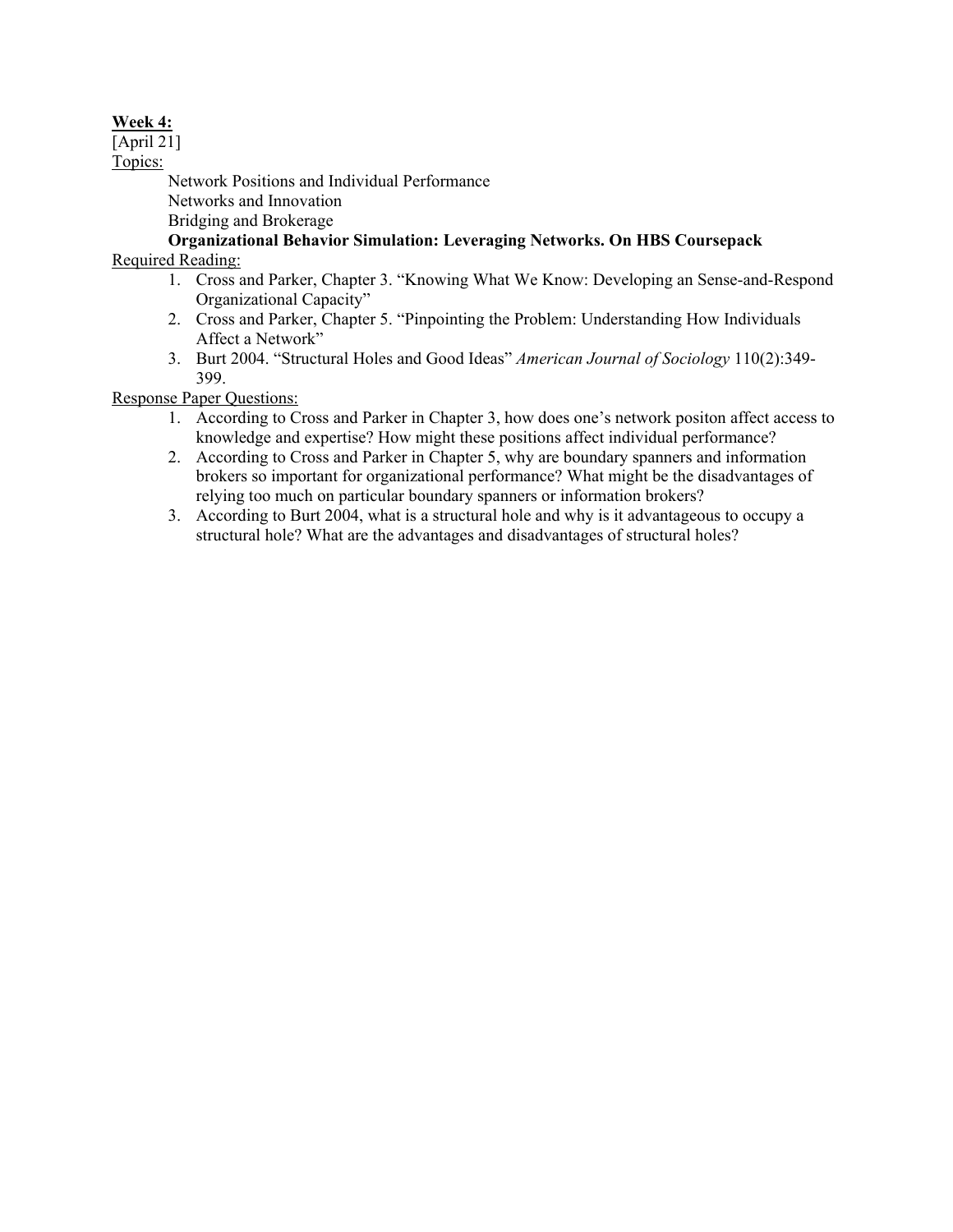**Week 4:**

[April 21]

Topics:

Network Positions and Individual Performance

Networks and Innovation

Bridging and Brokerage

**Organizational Behavior Simulation: Leveraging Networks. On HBS Coursepack**

Required Reading:

1. Cross and Parker, Chapter 3. "Knowing What We Know: Developing an Sense-and-Respond Organizational Capacity"
2. Cross and Parker, Chapter 5. "Pinpointing the Problem: Understanding How Individuals Affect a Network"
3. Burt 2004. "Structural Holes and Good Ideas" *American Journal of Sociology* 110(2):349-399.

Response Paper Questions:

1. According to Cross and Parker in Chapter 3, how does one's network positon affect access to knowledge and expertise? How might these positions affect individual performance?
2. According to Cross and Parker in Chapter 5, why are boundary spanners and information brokers so important for organizational performance? What might be the disadvantages of relying too much on particular boundary spanners or information brokers?
3. According to Burt 2004, what is a structural hole and why is it advantageous to occupy a structural hole? What are the advantages and disadvantages of structural holes?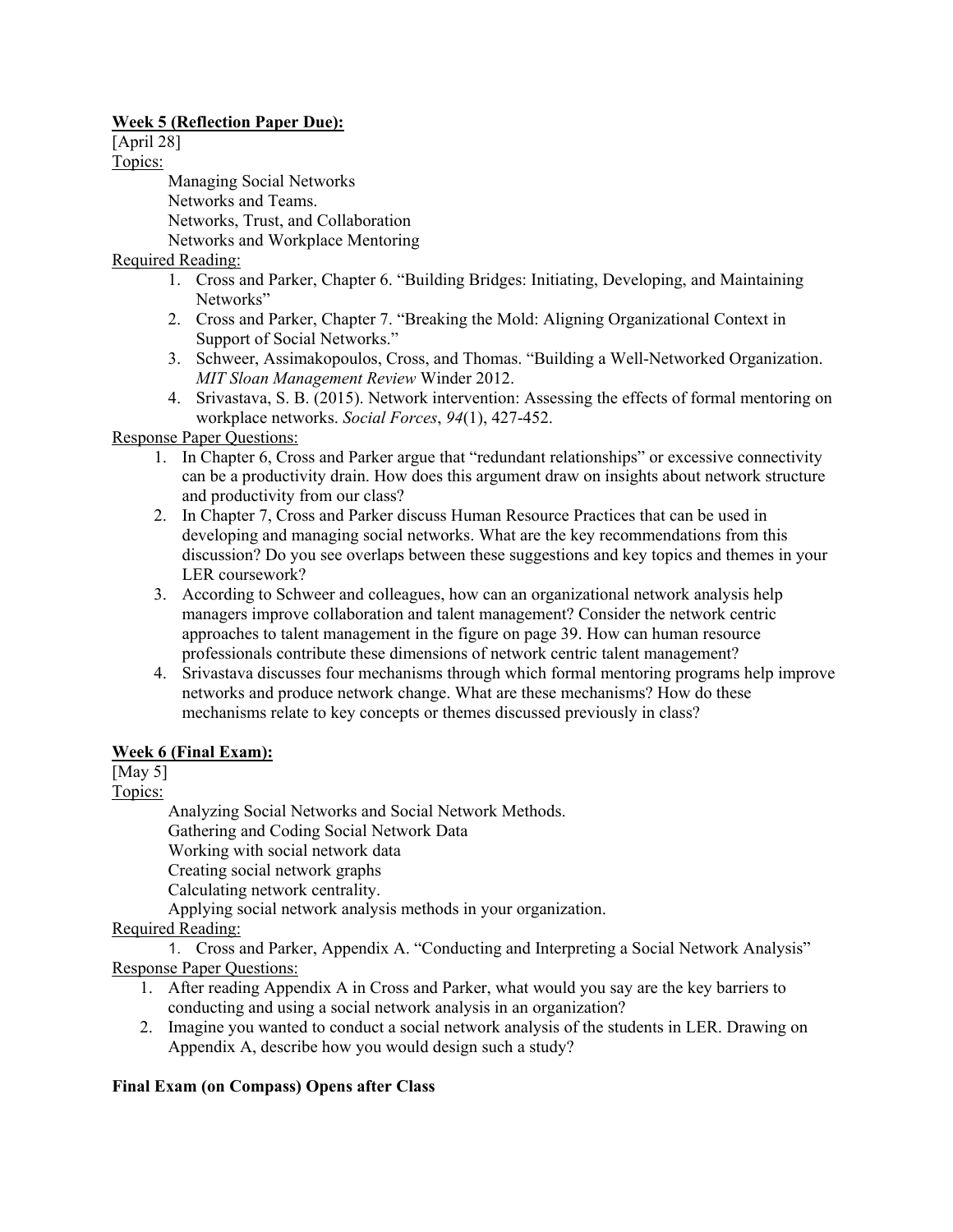**Week 5 (Reflection Paper Due):**

[April 28]

Topics:

Managing Social Networks

Networks and Teams.

Networks, Trust, and Collaboration

Networks and Workplace Mentoring

Required Reading:

1. Cross and Parker, Chapter 6. "Building Bridges: Initiating, Developing, and Maintaining Networks"
2. Cross and Parker, Chapter 7. "Breaking the Mold: Aligning Organizational Context in Support of Social Networks."
3. Schweer, Assimakopoulos, Cross, and Thomas. "Building a Well-Networked Organization. *MIT Sloan Management Review* Winder 2012.
4. Srivastava, S. B. (2015). Network intervention: Assessing the effects of formal mentoring on workplace networks. *Social Forces*, *94*(1), 427-452.

Response Paper Questions:

1. In Chapter 6, Cross and Parker argue that "redundant relationships" or excessive connectivity can be a productivity drain. How does this argument draw on insights about network structure and productivity from our class?
2. In Chapter 7, Cross and Parker discuss Human Resource Practices that can be used in developing and managing social networks. What are the key recommendations from this discussion? Do you see overlaps between these suggestions and key topics and themes in your LER coursework?
3. According to Schweer and colleagues, how can an organizational network analysis help managers improve collaboration and talent management? Consider the network centric approaches to talent management in the figure on page 39. How can human resource professionals contribute these dimensions of network centric talent management?
4. Srivastava discusses four mechanisms through which formal mentoring programs help improve networks and produce network change. What are these mechanisms? How do these mechanisms relate to key concepts or themes discussed previously in class?

**Week 6 (Final Exam):**

[May 5]

Topics:

Analyzing Social Networks and Social Network Methods.

Gathering and Coding Social Network Data

Working with social network data

Creating social network graphs

Calculating network centrality.

Applying social network analysis methods in your organization.

Required Reading:

1. Cross and Parker, Appendix A. "Conducting and Interpreting a Social Network Analysis"

Response Paper Questions:

1. After reading Appendix A in Cross and Parker, what would you say are the key barriers to conducting and using a social network analysis in an organization?
2. Imagine you wanted to conduct a social network analysis of the students in LER. Drawing on Appendix A, describe how you would design such a study?

**Final Exam (on Compass) Opens after Class**